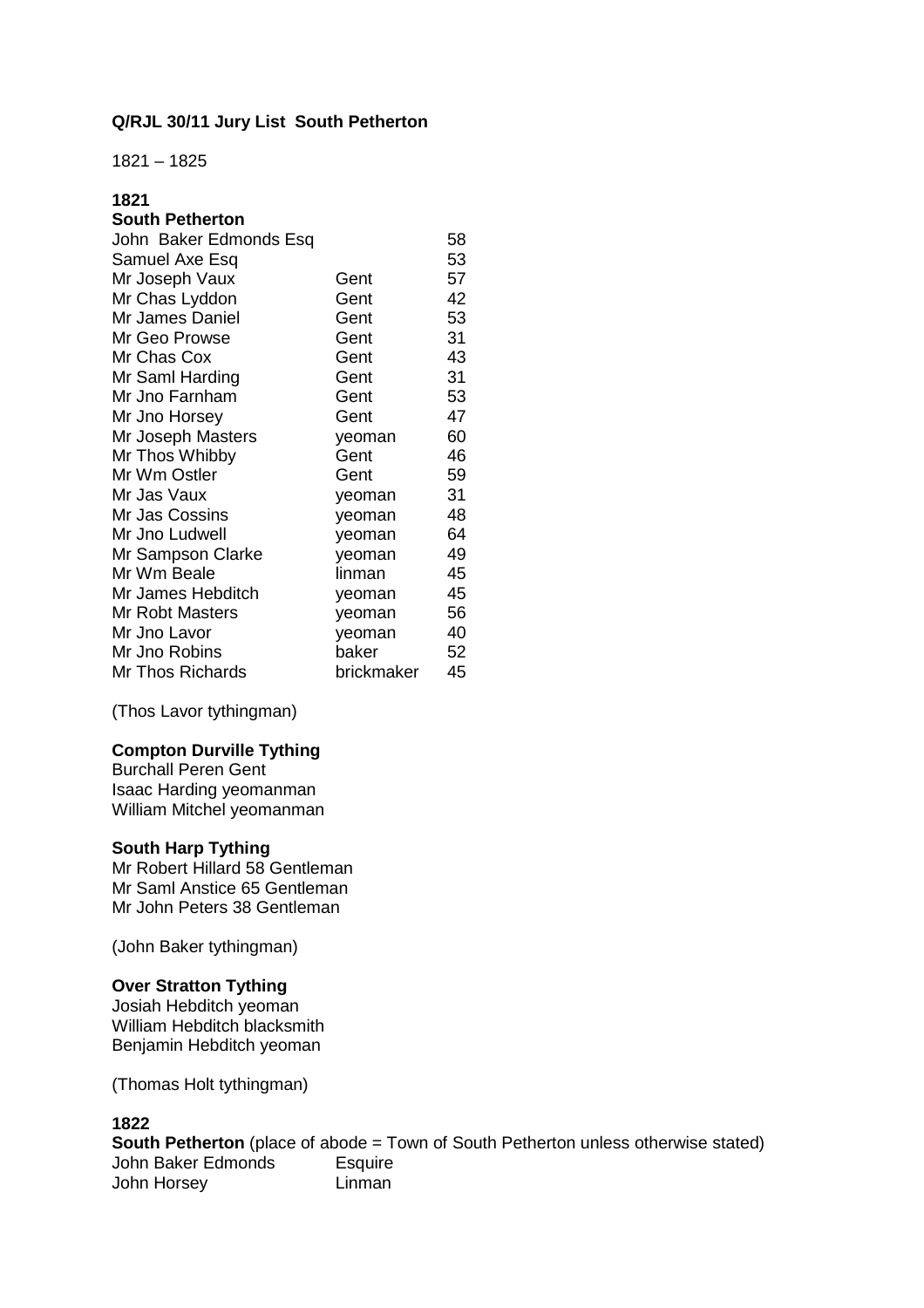**Q/RJL 30/11 Jury List South Petherton**

1821 – 1825

**1821**

**South Petherton**

| | | |
|---|---|---|
| John Baker Edmonds Esq | | 58 |
| Samuel Axe Esq | | 53 |
| Mr Joseph Vaux | Gent | 57 |
| Mr Chas Lyddon | Gent | 42 |
| Mr James Daniel | Gent | 53 |
| Mr Geo Prowse | Gent | 31 |
| Mr Chas Cox | Gent | 43 |
| Mr Saml Harding | Gent | 31 |
| Mr Jno Farnham | Gent | 53 |
| Mr Jno Horsey | Gent | 47 |
| Mr Joseph Masters | yeoman | 60 |
| Mr Thos Whibby | Gent | 46 |
| Mr Wm Ostler | Gent | 59 |
| Mr Jas Vaux | yeoman | 31 |
| Mr Jas Cossins | yeoman | 48 |
| Mr Jno Ludwell | yeoman | 64 |
| Mr Sampson Clarke | yeoman | 49 |
| Mr Wm Beale | linman | 45 |
| Mr James Hebditch | yeoman | 45 |
| Mr Robt Masters | yeoman | 56 |
| Mr Jno Lavor | yeoman | 40 |
| Mr Jno Robins | baker | 52 |
| Mr Thos Richards | brickmaker | 45 |

(Thos Lavor tythingman)

**Compton Durville Tything**

Burchall Peren Gent
Isaac Harding yeomanman
William Mitchel yeomanman

**South Harp Tything**

Mr Robert Hillard 58 Gentleman
Mr Saml Anstice 65 Gentleman
Mr John Peters 38 Gentleman

(John Baker tythingman)

**Over Stratton Tything**

Josiah Hebditch yeoman
William Hebditch blacksmith
Benjamin Hebditch yeoman

(Thomas Holt tythingman)

**1822**

**South Petherton** (place of abode = Town of South Petherton unless otherwise stated)

| | |
|---|---|
| John Baker Edmonds | Esquire |
| John Horsey | Linman |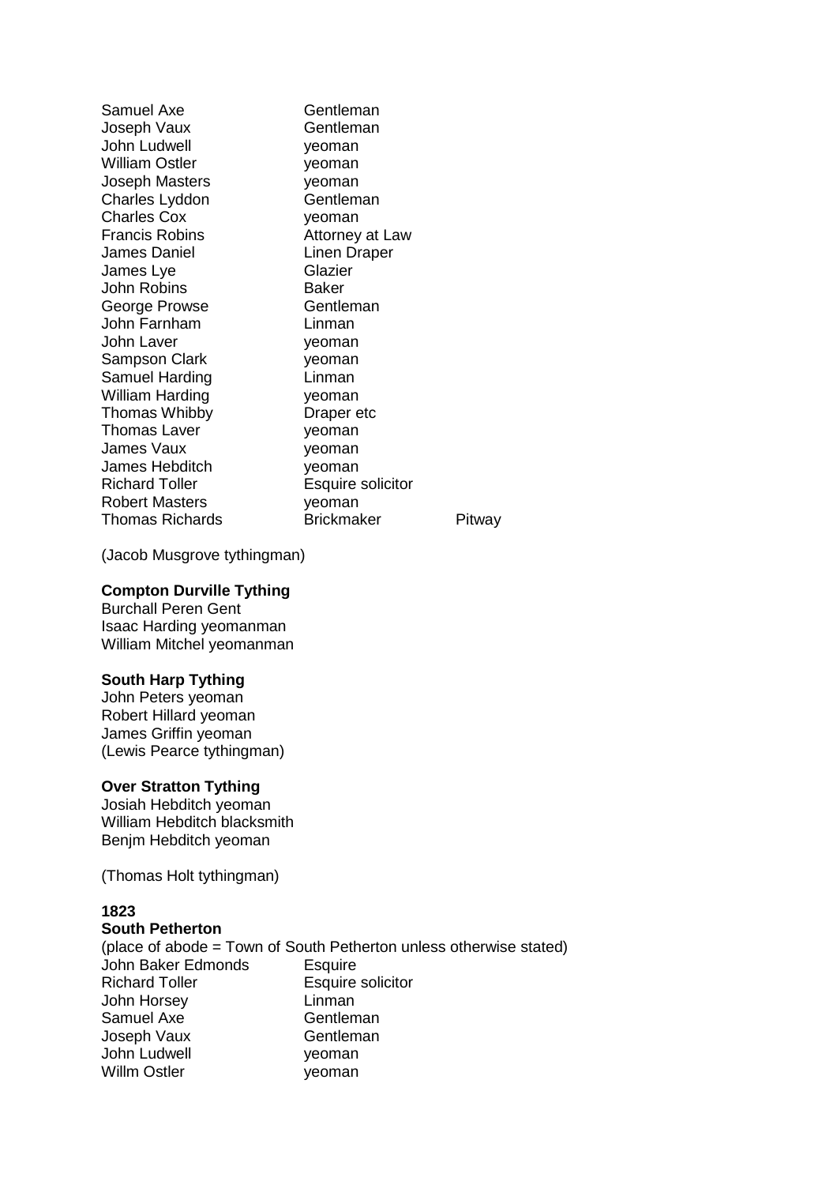| | | |
|---|---|---|
| Samuel Axe | Gentleman | |
| Joseph Vaux | Gentleman | |
| John Ludwell | yeoman | |
| William Ostler | yeoman | |
| Joseph Masters | yeoman | |
| Charles Lyddon | Gentleman | |
| Charles Cox | yeoman | |
| Francis Robins | Attorney at Law | |
| James Daniel | Linen Draper | |
| James Lye | Glazier | |
| John Robins | Baker | |
| George Prowse | Gentleman | |
| John Farnham | Linman | |
| John Laver | yeoman | |
| Sampson Clark | yeoman | |
| Samuel Harding | Linman | |
| William Harding | yeoman | |
| Thomas Whibby | Draper etc | |
| Thomas Laver | yeoman | |
| James Vaux | yeoman | |
| James Hebditch | yeoman | |
| Richard Toller | Esquire solicitor | |
| Robert Masters | yeoman | |
| Thomas Richards | Brickmaker | Pitway |

(Jacob Musgrove tythingman)

**Compton Durville Tything**

Burchall Peren Gent
Isaac Harding yeomanman
William Mitchel yeomanman

**South Harp Tything**

John Peters yeoman
Robert Hillard yeoman
James Griffin yeoman
(Lewis Pearce tythingman)

**Over Stratton Tything**

Josiah Hebditch yeoman
William Hebditch blacksmith
Benjm Hebditch yeoman

(Thomas Holt tythingman)

**1823**

**South Petherton**

(place of abode = Town of South Petherton unless otherwise stated)

| | |
|---|---|
| John Baker Edmonds | Esquire |
| Richard Toller | Esquire solicitor |
| John Horsey | Linman |
| Samuel Axe | Gentleman |
| Joseph Vaux | Gentleman |
| John Ludwell | yeoman |
| Willm Ostler | yeoman |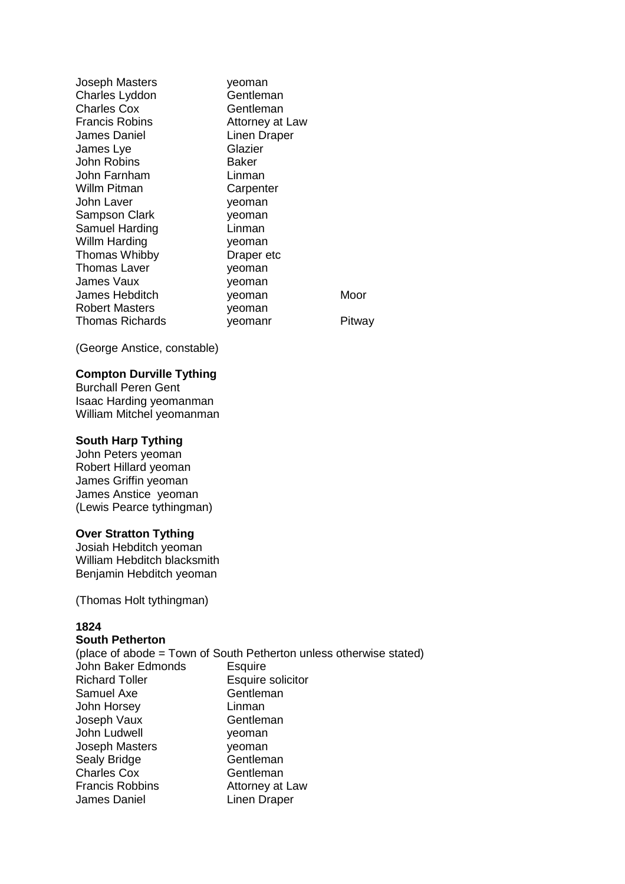| | | |
|---|---|---|
| Joseph Masters | yeoman | |
| Charles Lyddon | Gentleman | |
| Charles Cox | Gentleman | |
| Francis Robins | Attorney at Law | |
| James Daniel | Linen Draper | |
| James Lye | Glazier | |
| John Robins | Baker | |
| John Farnham | Linman | |
| Willm Pitman | Carpenter | |
| John Laver | yeoman | |
| Sampson Clark | yeoman | |
| Samuel Harding | Linman | |
| Willm Harding | yeoman | |
| Thomas Whibby | Draper etc | |
| Thomas Laver | yeoman | |
| James Vaux | yeoman | |
| James Hebditch | yeoman | Moor |
| Robert Masters | yeoman | |
| Thomas Richards | yeomanr | Pitway |

(George Anstice, constable)

**Compton Durville Tything**

Burchall Peren Gent
Isaac Harding yeomanman
William Mitchel yeomanman

**South Harp Tything**

John Peters yeoman
Robert Hillard yeoman
James Griffin yeoman
James Anstice yeoman
(Lewis Pearce tythingman)

**Over Stratton Tything**

Josiah Hebditch yeoman
William Hebditch blacksmith
Benjamin Hebditch yeoman

(Thomas Holt tythingman)

**1824**

**South Petherton**

(place of abode = Town of South Petherton unless otherwise stated)

| | |
|---|---|
| John Baker Edmonds | Esquire |
| Richard Toller | Esquire solicitor |
| Samuel Axe | Gentleman |
| John Horsey | Linman |
| Joseph Vaux | Gentleman |
| John Ludwell | yeoman |
| Joseph Masters | yeoman |
| Sealy Bridge | Gentleman |
| Charles Cox | Gentleman |
| Francis Robbins | Attorney at Law |
| James Daniel | Linen Draper |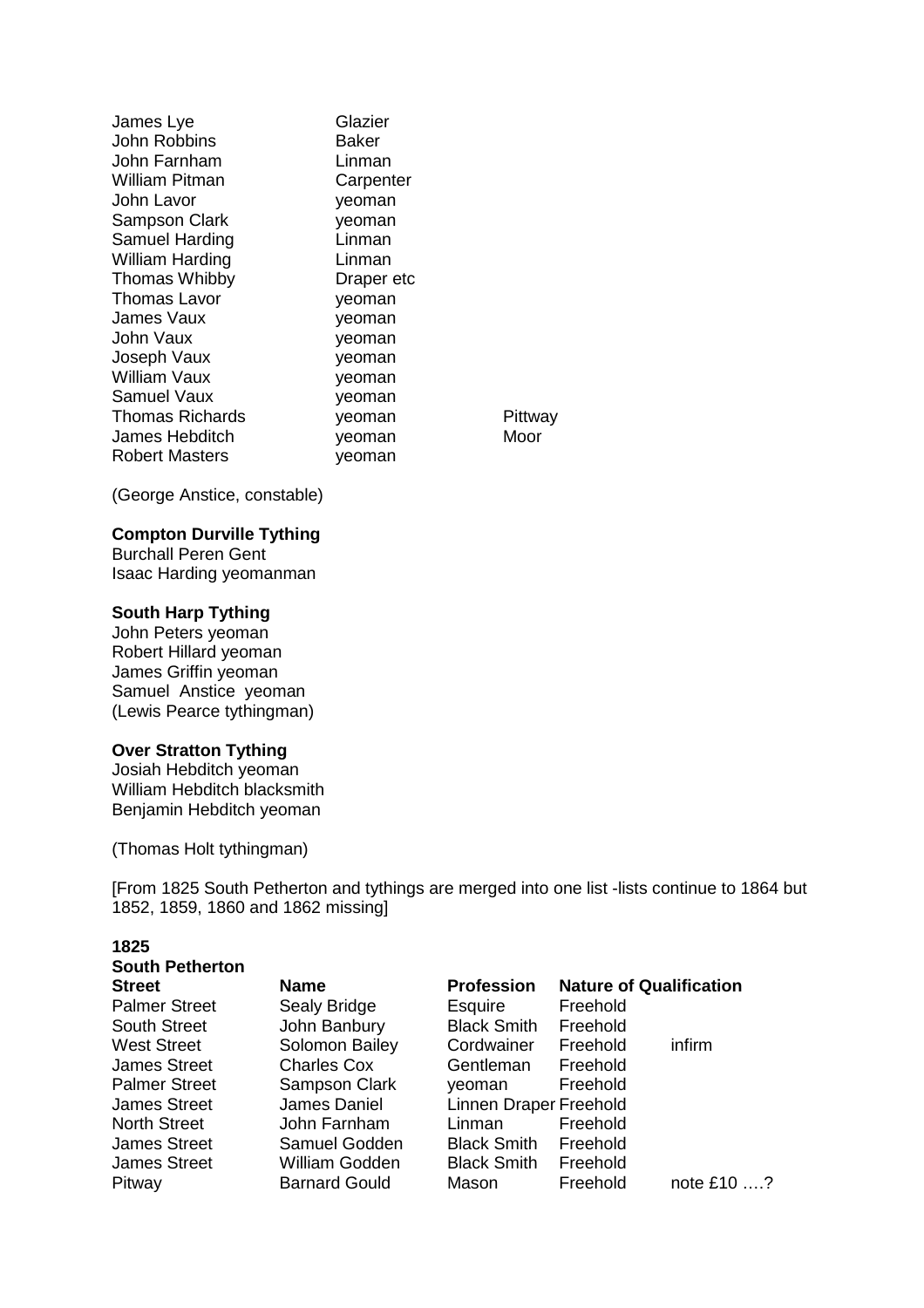| | | |
|---|---|---|
| James Lye | Glazier | |
| John Robbins | Baker | |
| John Farnham | Linman | |
| William Pitman | Carpenter | |
| John Lavor | yeoman | |
| Sampson Clark | yeoman | |
| Samuel Harding | Linman | |
| William Harding | Linman | |
| Thomas Whibby | Draper etc | |
| Thomas Lavor | yeoman | |
| James Vaux | yeoman | |
| John Vaux | yeoman | |
| Joseph Vaux | yeoman | |
| William Vaux | yeoman | |
| Samuel Vaux | yeoman | |
| Thomas Richards | yeoman | Pittway |
| James Hebditch | yeoman | Moor |
| Robert Masters | yeoman | |

(George Anstice, constable)

**Compton Durville Tything**
Burchall Peren Gent
Isaac Harding yeomanman

**South Harp Tything**
John Peters yeoman
Robert Hillard yeoman
James Griffin yeoman
Samuel Anstice yeoman
(Lewis Pearce tythingman)

**Over Stratton Tything**
Josiah Hebditch yeoman
William Hebditch blacksmith
Benjamin Hebditch yeoman

(Thomas Holt tythingman)

[From 1825 South Petherton and tythings are merged into one list -lists continue to 1864 but 1852, 1859, 1860 and 1862 missing]

**1825**
**South Petherton**

| **Street** | **Name** | **Profession** | **Nature of Qualification** | |
|---|---|---|---|---|
| Palmer Street | Sealy Bridge | Esquire | Freehold | |
| South Street | John Banbury | Black Smith | Freehold | |
| West Street | Solomon Bailey | Cordwainer | Freehold | infirm |
| James Street | Charles Cox | Gentleman | Freehold | |
| Palmer Street | Sampson Clark | yeoman | Freehold | |
| James Street | James Daniel | Linnen Draper | Freehold | |
| North Street | John Farnham | Linman | Freehold | |
| James Street | Samuel Godden | Black Smith | Freehold | |
| James Street | William Godden | Black Smith | Freehold | |
| Pitway | Barnard Gould | Mason | Freehold | note £10 ….? |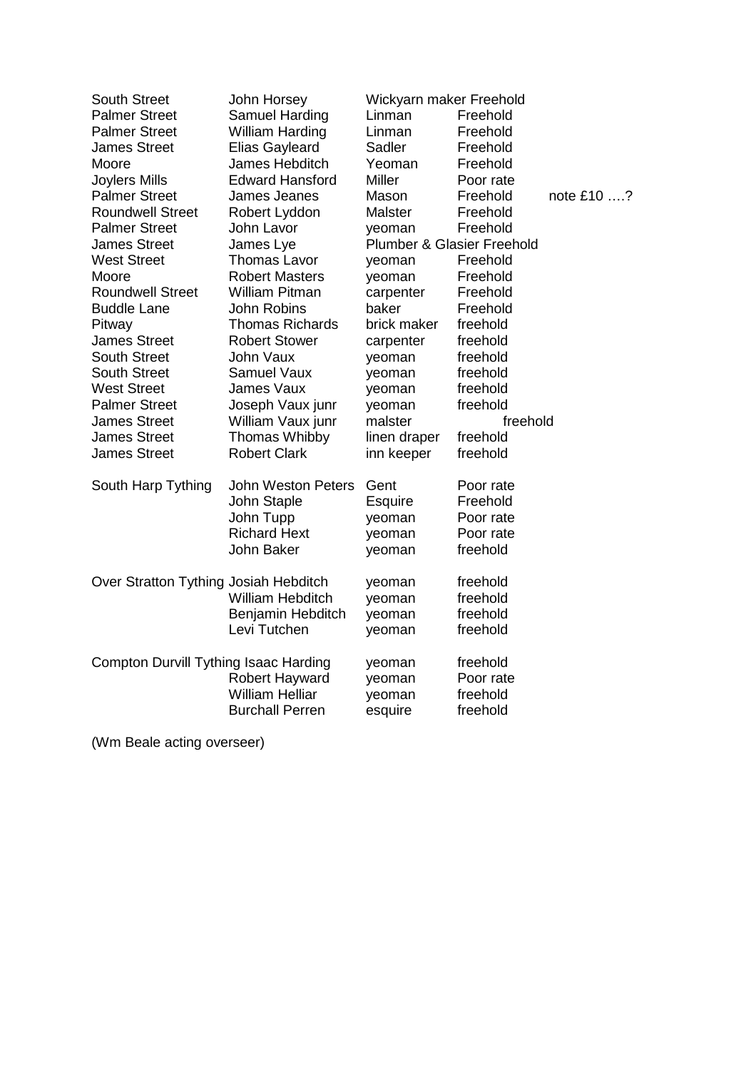| | | | | |
|---|---|---|---|---|
| South Street | John Horsey | Wickyarn maker Freehold | | |
| Palmer Street | Samuel Harding | Linman | Freehold | |
| Palmer Street | William Harding | Linman | Freehold | |
| James Street | Elias Gayleard | Sadler | Freehold | |
| Moore | James Hebditch | Yeoman | Freehold | |
| Joylers Mills | Edward Hansford | Miller | Poor rate | |
| Palmer Street | James Jeanes | Mason | Freehold | note £10 ….? |
| Roundwell Street | Robert Lyddon | Malster | Freehold | |
| Palmer Street | John Lavor | yeoman | Freehold | |
| James Street | James Lye | Plumber & Glasier Freehold | | |
| West Street | Thomas Lavor | yeoman | Freehold | |
| Moore | Robert Masters | yeoman | Freehold | |
| Roundwell Street | William Pitman | carpenter | Freehold | |
| Buddle Lane | John Robins | baker | Freehold | |
| Pitway | Thomas Richards | brick maker | freehold | |
| James Street | Robert Stower | carpenter | freehold | |
| South Street | John Vaux | yeoman | freehold | |
| South Street | Samuel Vaux | yeoman | freehold | |
| West Street | James Vaux | yeoman | freehold | |
| Palmer Street | Joseph Vaux junr | yeoman | freehold | |
| James Street | William Vaux junr | malster | freehold | |
| James Street | Thomas Whibby | linen draper | freehold | |
| James Street | Robert Clark | inn keeper | freehold | |
| | | | | |
| South Harp Tything | John Weston Peters | Gent | Poor rate | |
| | John Staple | Esquire | Freehold | |
| | John Tupp | yeoman | Poor rate | |
| | Richard Hext | yeoman | Poor rate | |
| | John Baker | yeoman | freehold | |
| | | | | |
| Over Stratton Tything | Josiah Hebditch | yeoman | freehold | |
| | William Hebditch | yeoman | freehold | |
| | Benjamin Hebditch | yeoman | freehold | |
| | Levi Tutchen | yeoman | freehold | |
| | | | | |
| Compton Durvill Tything | Isaac Harding | yeoman | freehold | |
| | Robert Hayward | yeoman | Poor rate | |
| | William Helliar | yeoman | freehold | |
| | Burchall Perren | esquire | freehold | |

(Wm Beale acting overseer)